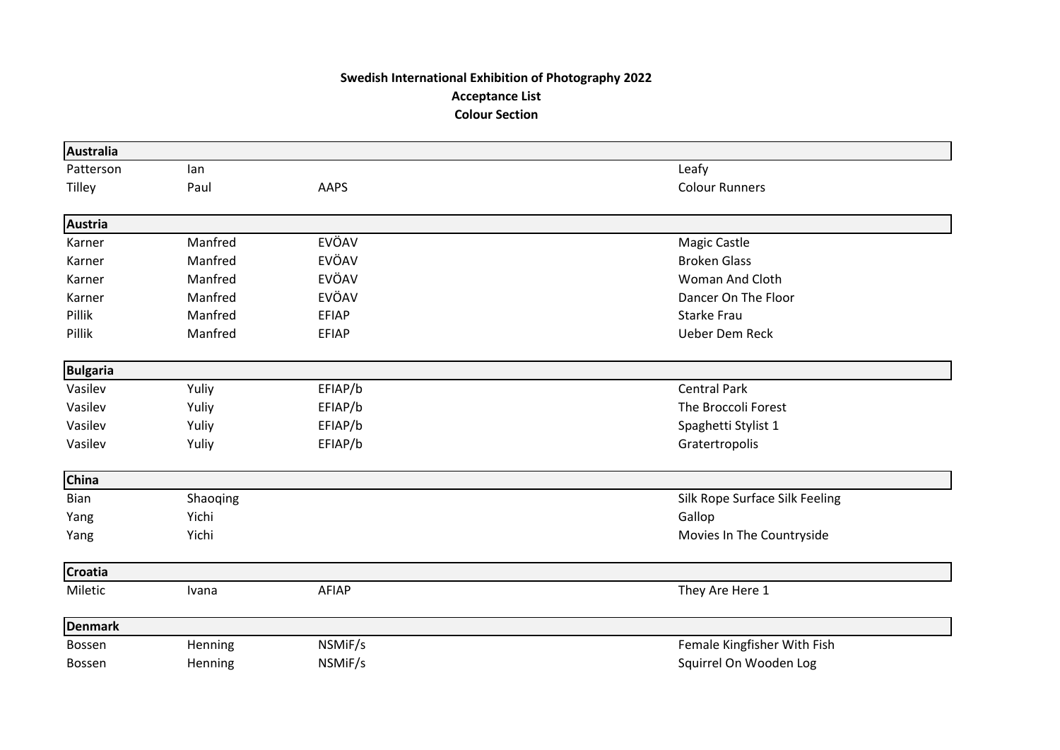**Swedish International Exhibition of Photography 2022**

**Acceptance List**

**Colour Section**

| **Australia** | | | |
|---|---|---|---|
| Patterson | Ian | | Leafy |
| Tilley | Paul | AAPS | Colour Runners |
| **Austria** | | | |
| Karner | Manfred | EVÖAV | Magic Castle |
| Karner | Manfred | EVÖAV | Broken Glass |
| Karner | Manfred | EVÖAV | Woman And Cloth |
| Karner | Manfred | EVÖAV | Dancer On The Floor |
| Pillik | Manfred | EFIAP | Starke Frau |
| Pillik | Manfred | EFIAP | Ueber Dem Reck |
| **Bulgaria** | | | |
| Vasilev | Yuliy | EFIAP/b | Central Park |
| Vasilev | Yuliy | EFIAP/b | The Broccoli Forest |
| Vasilev | Yuliy | EFIAP/b | Spaghetti Stylist 1 |
| Vasilev | Yuliy | EFIAP/b | Gratertropolis |
| **China** | | | |
| Bian | Shaoqing | | Silk Rope Surface Silk Feeling |
| Yang | Yichi | | Gallop |
| Yang | Yichi | | Movies In The Countryside |
| **Croatia** | | | |
| Miletic | Ivana | AFIAP | They Are Here 1 |
| **Denmark** | | | |
| Bossen | Henning | NSMiF/s | Female Kingfisher With Fish |
| Bossen | Henning | NSMiF/s | Squirrel On Wooden Log |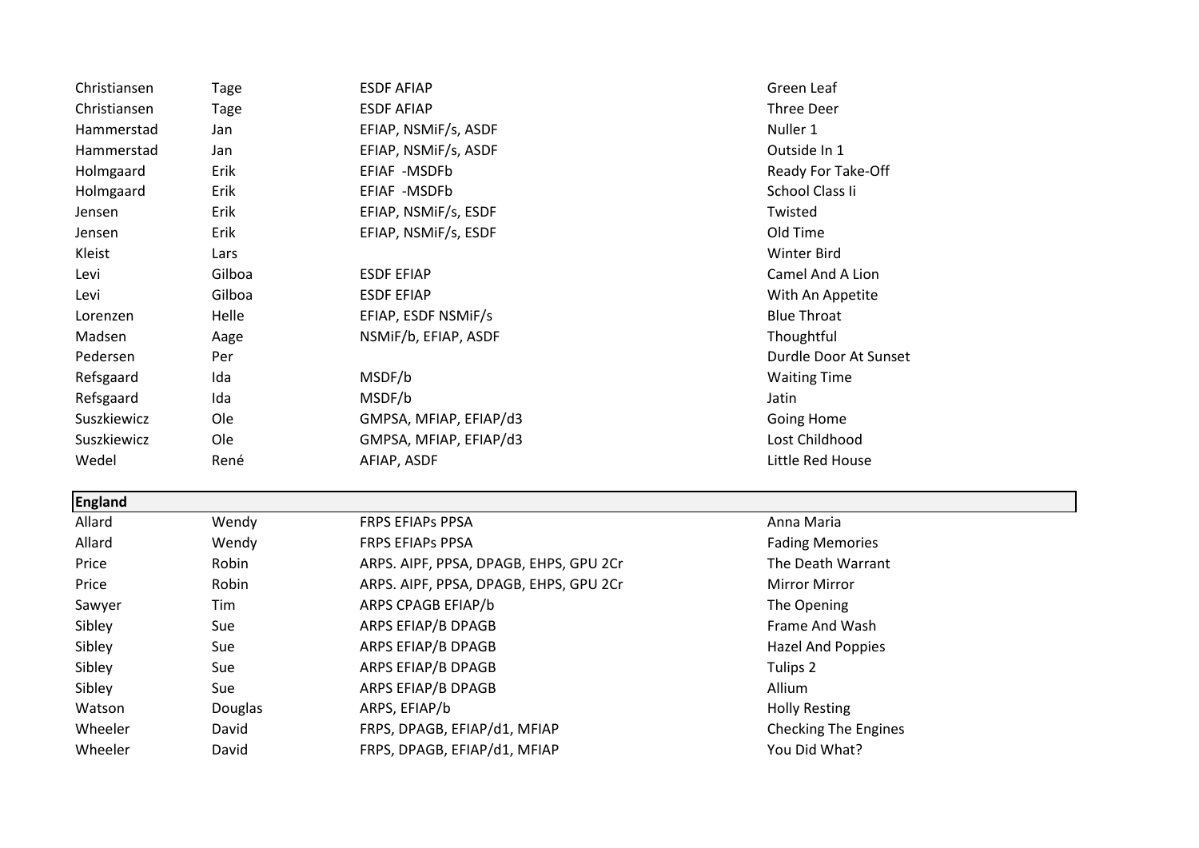| | | | |
|---|---|---|---|
| Christiansen | Tage | ESDF AFIAP | Green Leaf |
| Christiansen | Tage | ESDF AFIAP | Three Deer |
| Hammerstad | Jan | EFIAP, NSMiF/s, ASDF | Nuller 1 |
| Hammerstad | Jan | EFIAP, NSMiF/s, ASDF | Outside In 1 |
| Holmgaard | Erik | EFIAF -MSDFb | Ready For Take-Off |
| Holmgaard | Erik | EFIAF -MSDFb | School Class Ii |
| Jensen | Erik | EFIAP, NSMiF/s, ESDF | Twisted |
| Jensen | Erik | EFIAP, NSMiF/s, ESDF | Old Time |
| Kleist | Lars | | Winter Bird |
| Levi | Gilboa | ESDF EFIAP | Camel And A Lion |
| Levi | Gilboa | ESDF EFIAP | With An Appetite |
| Lorenzen | Helle | EFIAP, ESDF NSMiF/s | Blue Throat |
| Madsen | Aage | NSMiF/b, EFIAP, ASDF | Thoughtful |
| Pedersen | Per | | Durdle Door At Sunset |
| Refsgaard | Ida | MSDF/b | Waiting Time |
| Refsgaard | Ida | MSDF/b | Jatin |
| Suszkiewicz | Ole | GMPSA, MFIAP, EFIAP/d3 | Going Home |
| Suszkiewicz | Ole | GMPSA, MFIAP, EFIAP/d3 | Lost Childhood |
| Wedel | René | AFIAP, ASDF | Little Red House |

**England**

| | | | |
|---|---|---|---|
| Allard | Wendy | FRPS EFIAPs PPSA | Anna Maria |
| Allard | Wendy | FRPS EFIAPs PPSA | Fading Memories |
| Price | Robin | ARPS. AIPF, PPSA, DPAGB, EHPS, GPU 2Cr | The Death Warrant |
| Price | Robin | ARPS. AIPF, PPSA, DPAGB, EHPS, GPU 2Cr | Mirror Mirror |
| Sawyer | Tim | ARPS CPAGB EFIAP/b | The Opening |
| Sibley | Sue | ARPS EFIAP/B DPAGB | Frame And Wash |
| Sibley | Sue | ARPS EFIAP/B DPAGB | Hazel And Poppies |
| Sibley | Sue | ARPS EFIAP/B DPAGB | Tulips 2 |
| Sibley | Sue | ARPS EFIAP/B DPAGB | Allium |
| Watson | Douglas | ARPS, EFIAP/b | Holly Resting |
| Wheeler | David | FRPS, DPAGB, EFIAP/d1, MFIAP | Checking The Engines |
| Wheeler | David | FRPS, DPAGB, EFIAP/d1, MFIAP | You Did What? |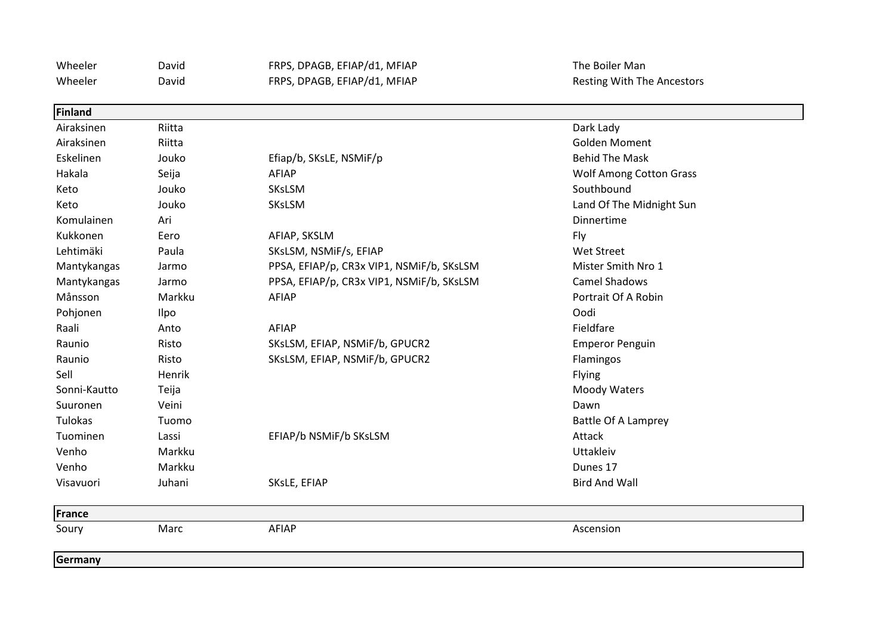| | | | |
|---|---|---|---|
| Wheeler | David | FRPS, DPAGB, EFIAP/d1, MFIAP | The Boiler Man |
| Wheeler | David | FRPS, DPAGB, EFIAP/d1, MFIAP | Resting With The Ancestors |
| **Finland** | | | |
| Airaksinen | Riitta | | Dark Lady |
| Airaksinen | Riitta | | Golden Moment |
| Eskelinen | Jouko | Efiap/b, SKsLE, NSMiF/p | Behid The Mask |
| Hakala | Seija | AFIAP | Wolf Among Cotton Grass |
| Keto | Jouko | SKsLSM | Southbound |
| Keto | Jouko | SKsLSM | Land Of The Midnight Sun |
| Komulainen | Ari | | Dinnertime |
| Kukkonen | Eero | AFIAP, SKSLM | Fly |
| Lehtimäki | Paula | SKsLSM, NSMiF/s, EFIAP | Wet Street |
| Mantykangas | Jarmo | PPSA, EFIAP/p, CR3x VIP1, NSMiF/b, SKsLSM | Mister Smith Nro 1 |
| Mantykangas | Jarmo | PPSA, EFIAP/p, CR3x VIP1, NSMiF/b, SKsLSM | Camel Shadows |
| Månsson | Markku | AFIAP | Portrait Of A Robin |
| Pohjonen | Ilpo | | Oodi |
| Raali | Anto | AFIAP | Fieldfare |
| Raunio | Risto | SKsLSM, EFIAP, NSMiF/b, GPUCR2 | Emperor Penguin |
| Raunio | Risto | SKsLSM, EFIAP, NSMiF/b, GPUCR2 | Flamingos |
| Sell | Henrik | | Flying |
| Sonni-Kautto | Teija | | Moody Waters |
| Suuronen | Veini | | Dawn |
| Tulokas | Tuomo | | Battle Of A Lamprey |
| Tuominen | Lassi | EFIAP/b NSMiF/b SKsLSM | Attack |
| Venho | Markku | | Uttakleiv |
| Venho | Markku | | Dunes 17 |
| Visavuori | Juhani | SKsLE, EFIAP | Bird And Wall |
| **France** | | | |
| Soury | Marc | AFIAP | Ascension |
| **Germany** | | | |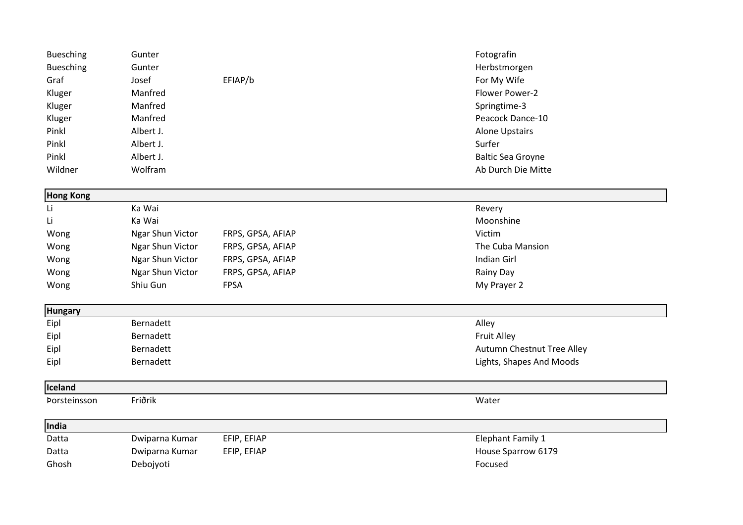| | | | |
|---|---|---|---|
| Buesching | Gunter | | Fotografin |
| Buesching | Gunter | | Herbstmorgen |
| Graf | Josef | EFIAP/b | For My Wife |
| Kluger | Manfred | | Flower Power-2 |
| Kluger | Manfred | | Springtime-3 |
| Kluger | Manfred | | Peacock Dance-10 |
| Pinkl | Albert J. | | Alone Upstairs |
| Pinkl | Albert J. | | Surfer |
| Pinkl | Albert J. | | Baltic Sea Groyne |
| Wildner | Wolfram | | Ab Durch Die Mitte |
| **Hong Kong** | | | |
| Li | Ka Wai | | Revery |
| Li | Ka Wai | | Moonshine |
| Wong | Ngar Shun Victor | FRPS, GPSA, AFIAP | Victim |
| Wong | Ngar Shun Victor | FRPS, GPSA, AFIAP | The Cuba Mansion |
| Wong | Ngar Shun Victor | FRPS, GPSA, AFIAP | Indian Girl |
| Wong | Ngar Shun Victor | FRPS, GPSA, AFIAP | Rainy Day |
| Wong | Shiu Gun | FPSA | My Prayer 2 |
| **Hungary** | | | |
| Eipl | Bernadett | | Alley |
| Eipl | Bernadett | | Fruit Alley |
| Eipl | Bernadett | | Autumn Chestnut Tree Alley |
| Eipl | Bernadett | | Lights, Shapes And Moods |
| **Iceland** | | | |
| Þorsteinsson | Friðrik | | Water |
| **India** | | | |
| Datta | Dwiparna Kumar | EFIP, EFIAP | Elephant Family 1 |
| Datta | Dwiparna Kumar | EFIP, EFIAP | House Sparrow 6179 |
| Ghosh | Debojyoti | | Focused |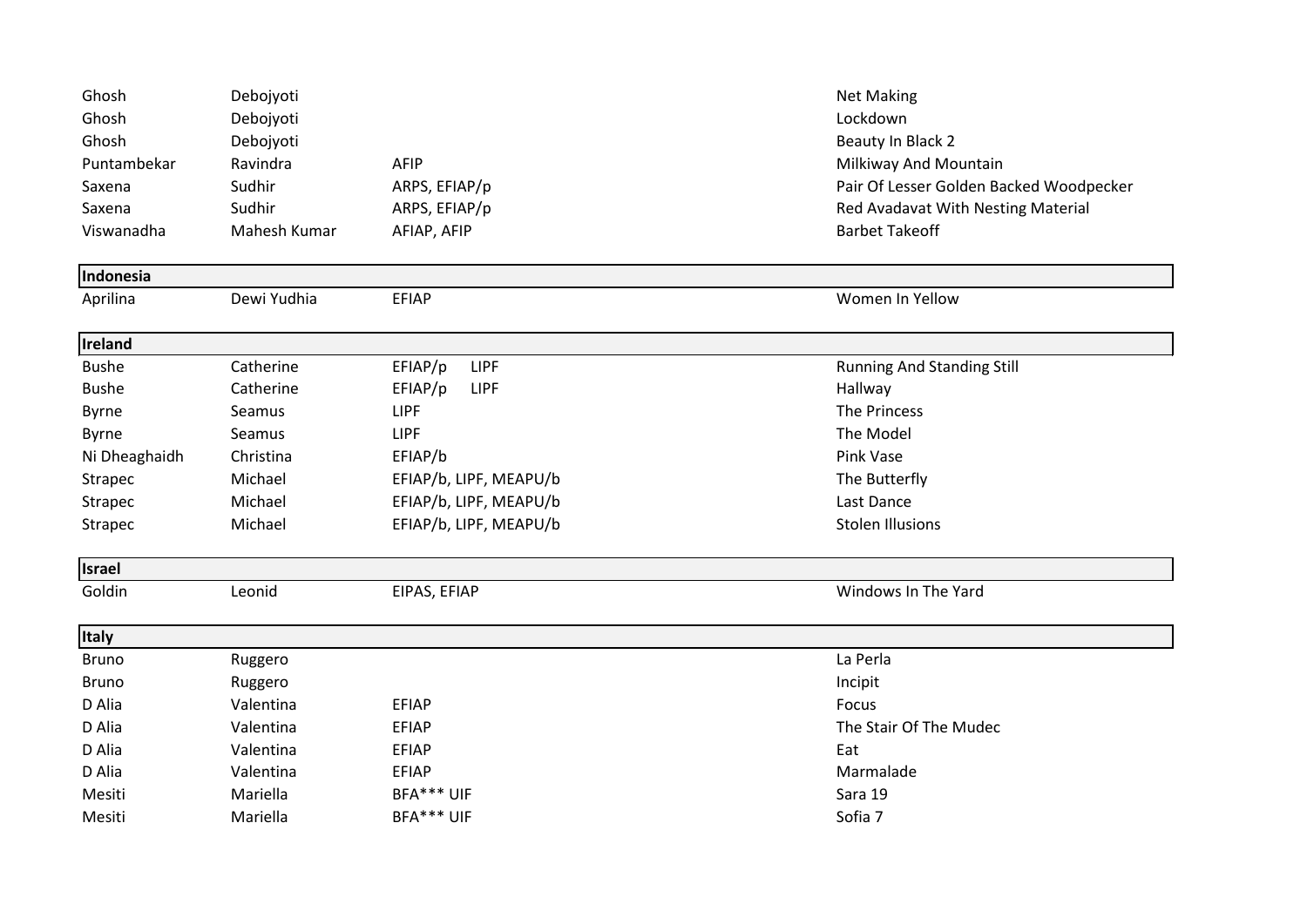| | | | |
|---|---|---|---|
| Ghosh | Debojyoti | | Net Making |
| Ghosh | Debojyoti | | Lockdown |
| Ghosh | Debojyoti | | Beauty In Black 2 |
| Puntambekar | Ravindra | AFIP | Milkiway And Mountain |
| Saxena | Sudhir | ARPS, EFIAP/p | Pair Of Lesser Golden Backed Woodpecker |
| Saxena | Sudhir | ARPS, EFIAP/p | Red Avadavat With Nesting Material |
| Viswanadha | Mahesh Kumar | AFIAP, AFIP | Barbet Takeoff |
| **Indonesia** | | | |
| Aprilina | Dewi Yudhia | EFIAP | Women In Yellow |
| **Ireland** | | | |
| Bushe | Catherine | EFIAP/p LIPF | Running And Standing Still |
| Bushe | Catherine | EFIAP/p LIPF | Hallway |
| Byrne | Seamus | LIPF | The Princess |
| Byrne | Seamus | LIPF | The Model |
| Ni Dheaghaidh | Christina | EFIAP/b | Pink Vase |
| Strapec | Michael | EFIAP/b, LIPF, MEAPU/b | The Butterfly |
| Strapec | Michael | EFIAP/b, LIPF, MEAPU/b | Last Dance |
| Strapec | Michael | EFIAP/b, LIPF, MEAPU/b | Stolen Illusions |
| **Israel** | | | |
| Goldin | Leonid | EIPAS, EFIAP | Windows In The Yard |
| **Italy** | | | |
| Bruno | Ruggero | | La Perla |
| Bruno | Ruggero | | Incipit |
| D Alia | Valentina | EFIAP | Focus |
| D Alia | Valentina | EFIAP | The Stair Of The Mudec |
| D Alia | Valentina | EFIAP | Eat |
| D Alia | Valentina | EFIAP | Marmalade |
| Mesiti | Mariella | BFA*** UIF | Sara 19 |
| Mesiti | Mariella | BFA*** UIF | Sofia 7 |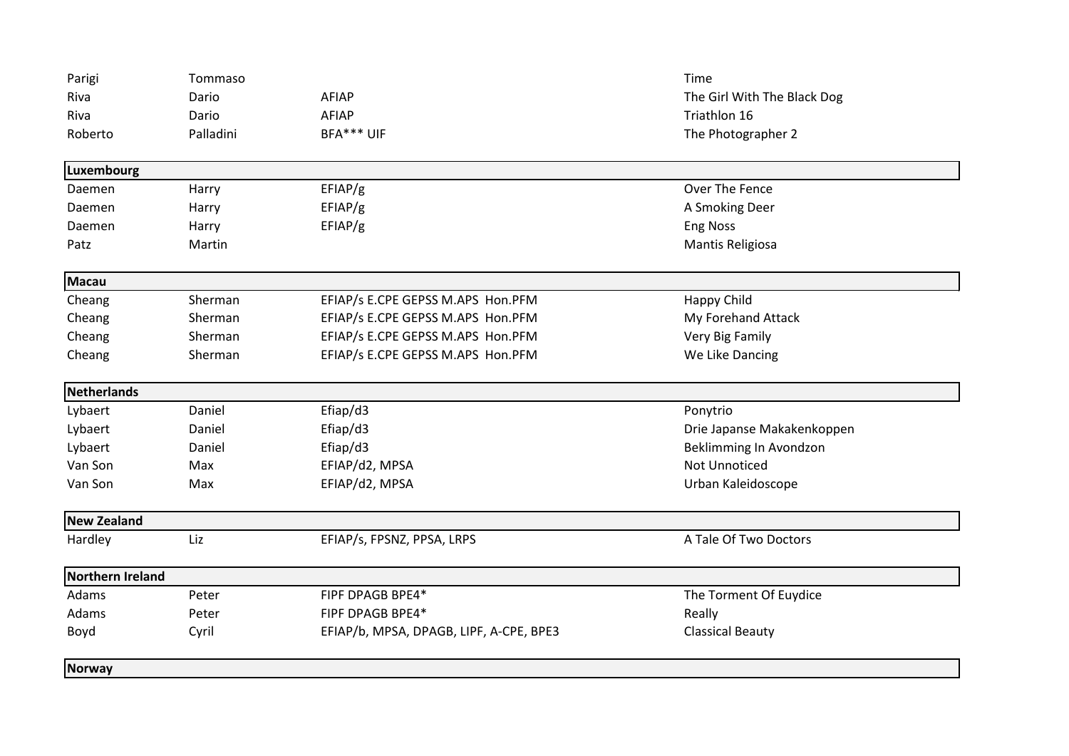| | | | |
|---|---|---|---|
| Parigi | Tommaso | | Time |
| Riva | Dario | AFIAP | The Girl With The Black Dog |
| Riva | Dario | AFIAP | Triathlon 16 |
| Roberto | Palladini | BFA*** UIF | The Photographer 2 |
| **Luxembourg** | | | |
| Daemen | Harry | EFIAP/g | Over The Fence |
| Daemen | Harry | EFIAP/g | A Smoking Deer |
| Daemen | Harry | EFIAP/g | Eng Noss |
| Patz | Martin | | Mantis Religiosa |
| **Macau** | | | |
| Cheang | Sherman | EFIAP/s E.CPE GEPSS M.APS Hon.PFM | Happy Child |
| Cheang | Sherman | EFIAP/s E.CPE GEPSS M.APS Hon.PFM | My Forehand Attack |
| Cheang | Sherman | EFIAP/s E.CPE GEPSS M.APS Hon.PFM | Very Big Family |
| Cheang | Sherman | EFIAP/s E.CPE GEPSS M.APS Hon.PFM | We Like Dancing |
| **Netherlands** | | | |
| Lybaert | Daniel | Efiap/d3 | Ponytrio |
| Lybaert | Daniel | Efiap/d3 | Drie Japanse Makakenkoppen |
| Lybaert | Daniel | Efiap/d3 | Beklimming In Avondzon |
| Van Son | Max | EFIAP/d2, MPSA | Not Unnoticed |
| Van Son | Max | EFIAP/d2, MPSA | Urban Kaleidoscope |
| **New Zealand** | | | |
| Hardley | Liz | EFIAP/s, FPSNZ, PPSA, LRPS | A Tale Of Two Doctors |
| **Northern Ireland** | | | |
| Adams | Peter | FIPF DPAGB BPE4* | The Torment Of Euydice |
| Adams | Peter | FIPF DPAGB BPE4* | Really |
| Boyd | Cyril | EFIAP/b, MPSA, DPAGB, LIPF, A-CPE, BPE3 | Classical Beauty |
| **Norway** | | | |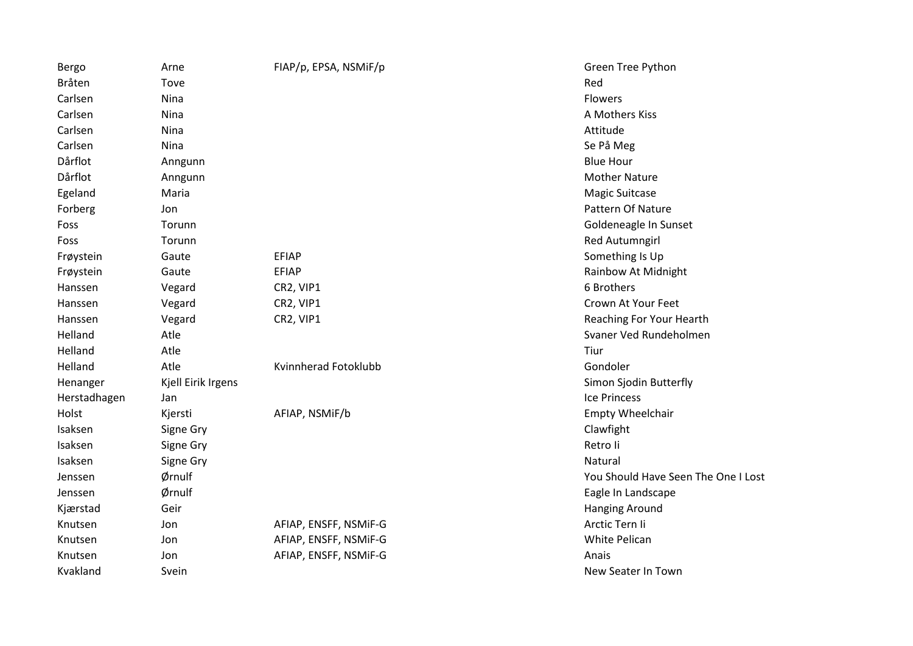| | | | |
|---|---|---|---|
| Bergo | Arne | FIAP/p, EPSA, NSMiF/p | Green Tree Python |
| Bråten | Tove | | Red |
| Carlsen | Nina | | Flowers |
| Carlsen | Nina | | A Mothers Kiss |
| Carlsen | Nina | | Attitude |
| Carlsen | Nina | | Se På Meg |
| Dårflot | Anngunn | | Blue Hour |
| Dårflot | Anngunn | | Mother Nature |
| Egeland | Maria | | Magic Suitcase |
| Forberg | Jon | | Pattern Of Nature |
| Foss | Torunn | | Goldeneagle In Sunset |
| Foss | Torunn | | Red Autumngirl |
| Frøystein | Gaute | EFIAP | Something Is Up |
| Frøystein | Gaute | EFIAP | Rainbow At Midnight |
| Hanssen | Vegard | CR2, VIP1 | 6 Brothers |
| Hanssen | Vegard | CR2, VIP1 | Crown At Your Feet |
| Hanssen | Vegard | CR2, VIP1 | Reaching For Your Hearth |
| Helland | Atle | | Svaner Ved Rundeholmen |
| Helland | Atle | | Tiur |
| Helland | Atle | Kvinnherad Fotoklubb | Gondoler |
| Henanger | Kjell Eirik Irgens | | Simon Sjodin Butterfly |
| Herstadhagen | Jan | | Ice Princess |
| Holst | Kjersti | AFIAP, NSMiF/b | Empty Wheelchair |
| Isaksen | Signe Gry | | Clawfight |
| Isaksen | Signe Gry | | Retro Ii |
| Isaksen | Signe Gry | | Natural |
| Jenssen | Ørnulf | | You Should Have Seen The One I Lost |
| Jenssen | Ørnulf | | Eagle In Landscape |
| Kjærstad | Geir | | Hanging Around |
| Knutsen | Jon | AFIAP, ENSFF, NSMiF-G | Arctic Tern Ii |
| Knutsen | Jon | AFIAP, ENSFF, NSMiF-G | White Pelican |
| Knutsen | Jon | AFIAP, ENSFF, NSMiF-G | Anais |
| Kvakland | Svein | | New Seater In Town |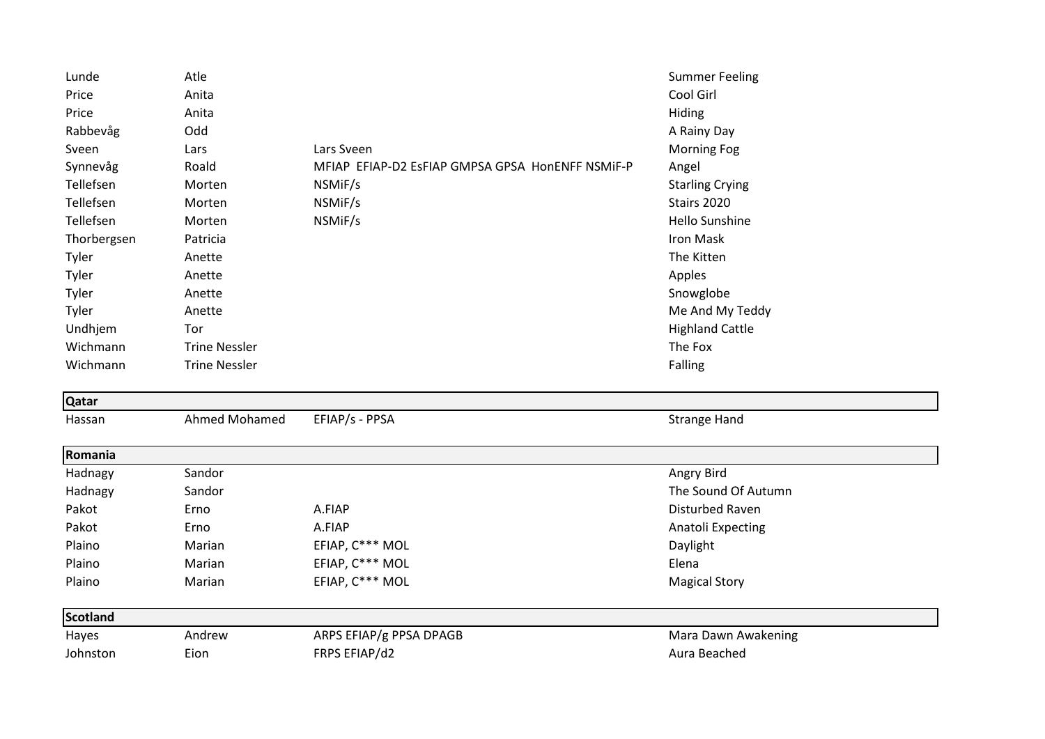| | | | |
|---|---|---|---|
| Lunde | Atle | | Summer Feeling |
| Price | Anita | | Cool Girl |
| Price | Anita | | Hiding |
| Rabbevåg | Odd | | A Rainy Day |
| Sveen | Lars | Lars Sveen | Morning Fog |
| Synnevåg | Roald | MFIAP EFIAP-D2 EsFIAP GMPSA GPSA HonENFF NSMiF-P | Angel |
| Tellefsen | Morten | NSMiF/s | Starling Crying |
| Tellefsen | Morten | NSMiF/s | Stairs 2020 |
| Tellefsen | Morten | NSMiF/s | Hello Sunshine |
| Thorbergsen | Patricia | | Iron Mask |
| Tyler | Anette | | The Kitten |
| Tyler | Anette | | Apples |
| Tyler | Anette | | Snowglobe |
| Tyler | Anette | | Me And My Teddy |
| Undhjem | Tor | | Highland Cattle |
| Wichmann | Trine Nessler | | The Fox |
| Wichmann | Trine Nessler | | Falling |
| **Qatar** | | | |
| Hassan | Ahmed Mohamed | EFIAP/s - PPSA | Strange Hand |
| **Romania** | | | |
| Hadnagy | Sandor | | Angry Bird |
| Hadnagy | Sandor | | The Sound Of Autumn |
| Pakot | Erno | A.FIAP | Disturbed Raven |
| Pakot | Erno | A.FIAP | Anatoli Expecting |
| Plaino | Marian | EFIAP, C*** MOL | Daylight |
| Plaino | Marian | EFIAP, C*** MOL | Elena |
| Plaino | Marian | EFIAP, C*** MOL | Magical Story |
| **Scotland** | | | |
| Hayes | Andrew | ARPS EFIAP/g PPSA DPAGB | Mara Dawn Awakening |
| Johnston | Eion | FRPS EFIAP/d2 | Aura Beached |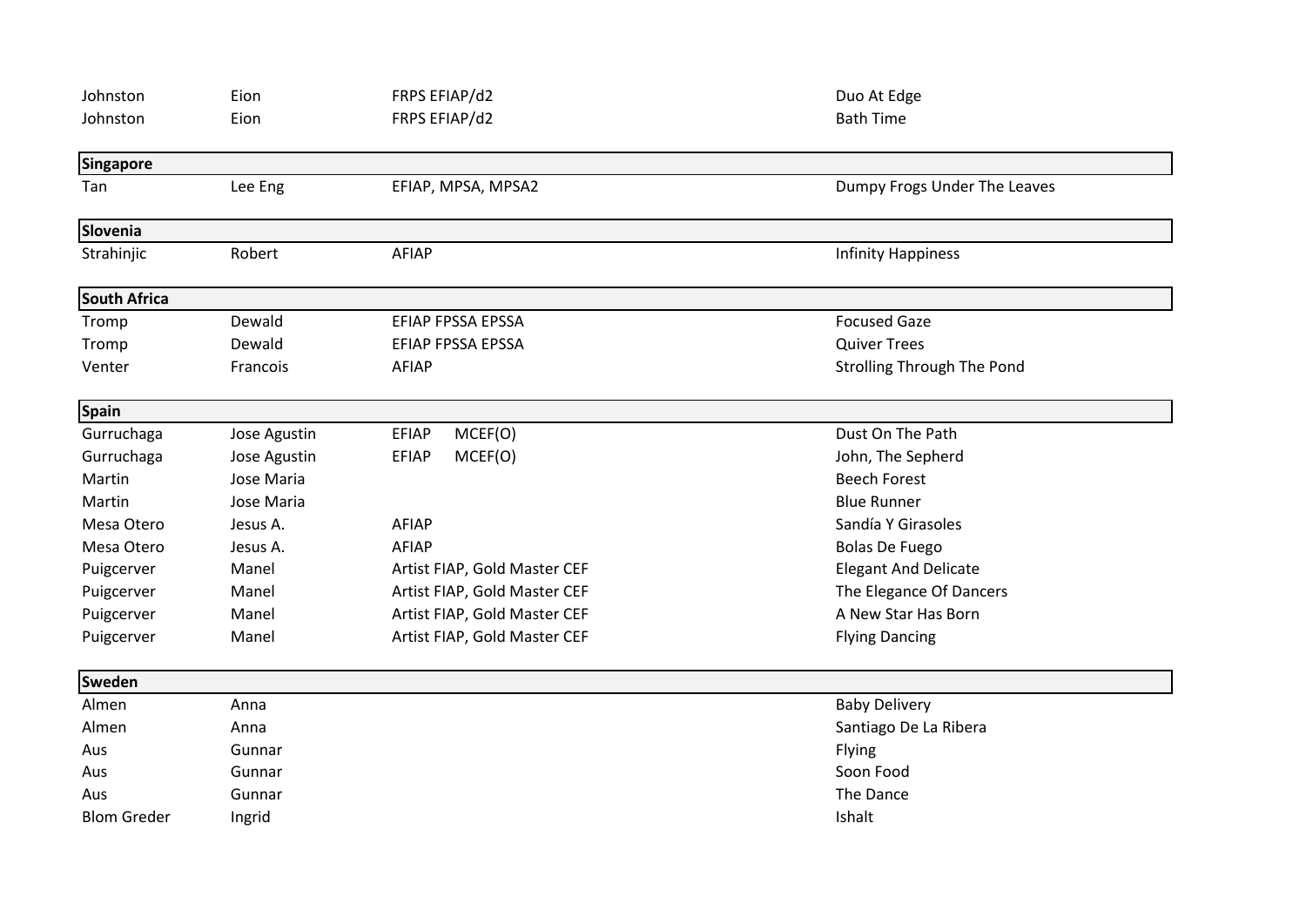| | | | |
|---|---|---|---|
| Johnston | Eion | FRPS EFIAP/d2 | Duo At Edge |
| Johnston | Eion | FRPS EFIAP/d2 | Bath Time |
| **Singapore** | | | |
| Tan | Lee Eng | EFIAP, MPSA, MPSA2 | Dumpy Frogs Under The Leaves |
| **Slovenia** | | | |
| Strahinjic | Robert | AFIAP | Infinity Happiness |
| **South Africa** | | | |
| Tromp | Dewald | EFIAP FPSSA EPSSA | Focused Gaze |
| Tromp | Dewald | EFIAP FPSSA EPSSA | Quiver Trees |
| Venter | Francois | AFIAP | Strolling Through The Pond |
| **Spain** | | | |
| Gurruchaga | Jose Agustin | EFIAP MCEF(O) | Dust On The Path |
| Gurruchaga | Jose Agustin | EFIAP MCEF(O) | John, The Sepherd |
| Martin | Jose Maria | | Beech Forest |
| Martin | Jose Maria | | Blue Runner |
| Mesa Otero | Jesus A. | AFIAP | Sandía Y Girasoles |
| Mesa Otero | Jesus A. | AFIAP | Bolas De Fuego |
| Puigcerver | Manel | Artist FIAP, Gold Master CEF | Elegant And Delicate |
| Puigcerver | Manel | Artist FIAP, Gold Master CEF | The Elegance Of Dancers |
| Puigcerver | Manel | Artist FIAP, Gold Master CEF | A New Star Has Born |
| Puigcerver | Manel | Artist FIAP, Gold Master CEF | Flying Dancing |
| **Sweden** | | | |
| Almen | Anna | | Baby Delivery |
| Almen | Anna | | Santiago De La Ribera |
| Aus | Gunnar | | Flying |
| Aus | Gunnar | | Soon Food |
| Aus | Gunnar | | The Dance |
| Blom Greder | Ingrid | | Ishalt |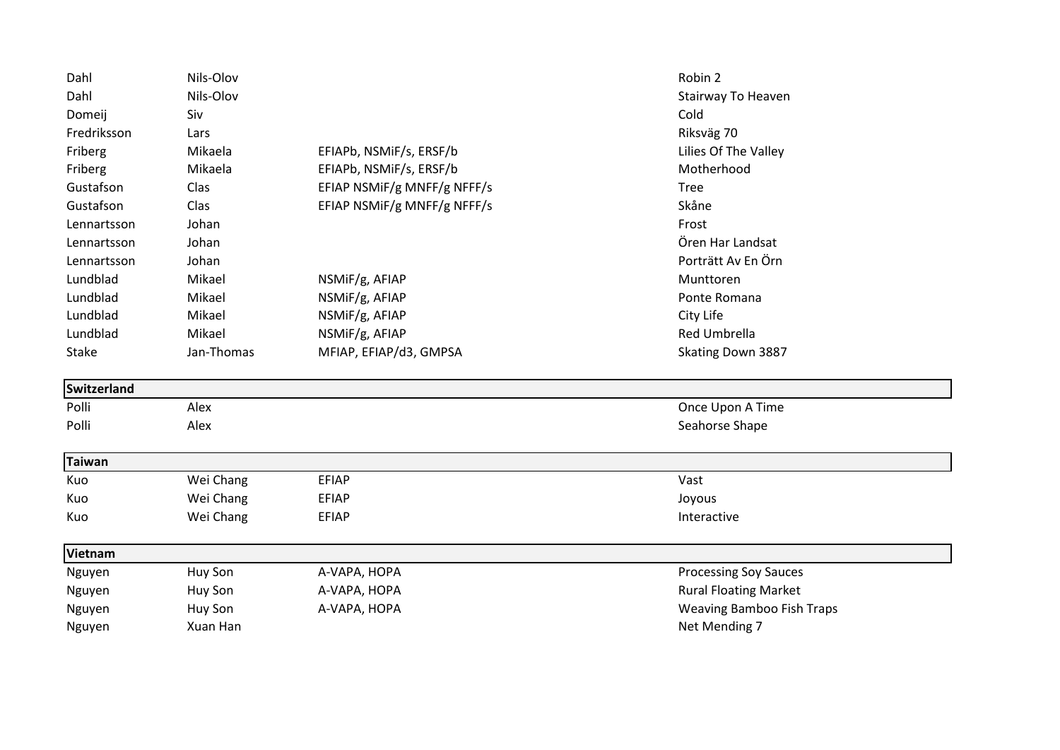| | | | |
|---|---|---|---|
| Dahl | Nils-Olov | | Robin 2 |
| Dahl | Nils-Olov | | Stairway To Heaven |
| Domeij | Siv | | Cold |
| Fredriksson | Lars | | Riksväg 70 |
| Friberg | Mikaela | EFIAPb, NSMiF/s, ERSF/b | Lilies Of The Valley |
| Friberg | Mikaela | EFIAPb, NSMiF/s, ERSF/b | Motherhood |
| Gustafson | Clas | EFIAP NSMiF/g MNFF/g NFFF/s | Tree |
| Gustafson | Clas | EFIAP NSMiF/g MNFF/g NFFF/s | Skåne |
| Lennartsson | Johan | | Frost |
| Lennartsson | Johan | | Ören Har Landsat |
| Lennartsson | Johan | | Porträtt Av En Örn |
| Lundblad | Mikael | NSMiF/g, AFIAP | Munttoren |
| Lundblad | Mikael | NSMiF/g, AFIAP | Ponte Romana |
| Lundblad | Mikael | NSMiF/g, AFIAP | City Life |
| Lundblad | Mikael | NSMiF/g, AFIAP | Red Umbrella |
| Stake | Jan-Thomas | MFIAP, EFIAP/d3, GMPSA | Skating Down 3887 |
| **Switzerland** | | | |
| Polli | Alex | | Once Upon A Time |
| Polli | Alex | | Seahorse Shape |
| **Taiwan** | | | |
| Kuo | Wei Chang | EFIAP | Vast |
| Kuo | Wei Chang | EFIAP | Joyous |
| Kuo | Wei Chang | EFIAP | Interactive |
| **Vietnam** | | | |
| Nguyen | Huy Son | A-VAPA, HOPA | Processing Soy Sauces |
| Nguyen | Huy Son | A-VAPA, HOPA | Rural Floating Market |
| Nguyen | Huy Son | A-VAPA, HOPA | Weaving Bamboo Fish Traps |
| Nguyen | Xuan Han | | Net Mending 7 |